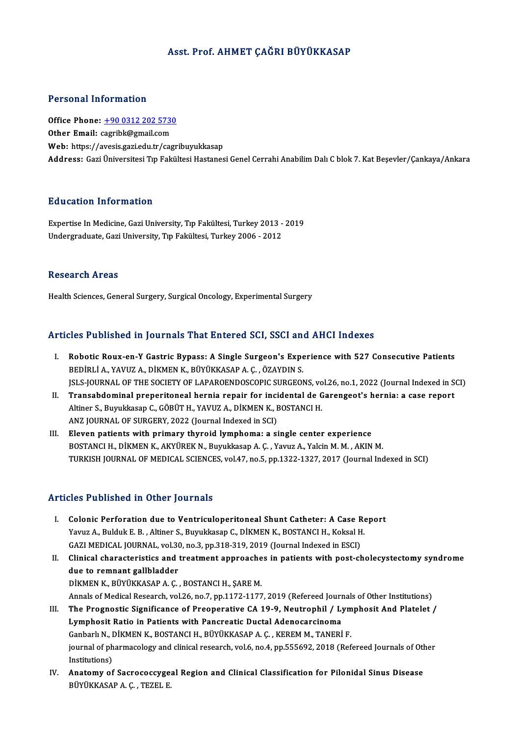# Asst. Prof. AHMET ÇAĞRI BÜYÜKKASAP

## Personal Information

**Office Phone:** +90 0312 202 5730
**Other Email:** cagribk@gmail.com
**Web:** https://avesis.gazi.edu.tr/cagribuyukkasap
**Address:** Gazi Üniversitesi Tıp Fakültesi Hastanesi Genel Cerrahi Anabilim Dalı C blok 7. Kat Beşevler/Çankaya/Ankara

## Education Information

Expertise In Medicine, Gazi University, Tıp Fakültesi, Turkey 2013 - 2019
Undergraduate, Gazi University, Tıp Fakültesi, Turkey 2006 - 2012

## Research Areas

Health Sciences, General Surgery, Surgical Oncology, Experimental Surgery

## Articles Published in Journals That Entered SCI, SSCI and AHCI Indexes

I. **Robotic Roux-en-Y Gastric Bypass: A Single Surgeon's Experience with 527 Consecutive Patients**
BEDİRLİ A., YAVUZ A., DİKMEN K., BÜYÜKKASAP A. Ç. , ÖZAYDIN S.
JSLS-JOURNAL OF THE SOCIETY OF LAPAROENDOSCOPIC SURGEONS, vol.26, no.1, 2022 (Journal Indexed in SCI)

II. **Transabdominal preperitoneal hernia repair for incidental de Garengeot's hernia: a case report**
Altiner S., Buyukkasap C., GÖBÜT H., YAVUZ A., DİKMEN K., BOSTANCI H.
ANZ JOURNAL OF SURGERY, 2022 (Journal Indexed in SCI)

III. **Eleven patients with primary thyroid lymphoma: a single center experience**
BOSTANCI H., DİKMEN K., AKYÜREK N., Buyukkasap A. Ç. , Yavuz A., Yalcin M. M. , AKIN M.
TURKISH JOURNAL OF MEDICAL SCIENCES, vol.47, no.5, pp.1322-1327, 2017 (Journal Indexed in SCI)

## Articles Published in Other Journals

I. **Colonic Perforation due to Ventriculoperitoneal Shunt Catheter: A Case Report**
Yavuz A., Bulduk E. B. , Altiner S., Buyukkasap C., DİKMEN K., BOSTANCI H., Koksal H.
GAZI MEDICAL JOURNAL, vol.30, no.3, pp.318-319, 2019 (Journal Indexed in ESCI)

II. **Clinical characteristics and treatment approaches in patients with post-cholecystectomy syndrome due to remnant gallbladder**
DİKMEN K., BÜYÜKKASAP A. Ç. , BOSTANCI H., ŞARE M.
Annals of Medical Research, vol.26, no.7, pp.1172-1177, 2019 (Refereed Journals of Other Institutions)

III. **The Prognostic Significance of Preoperative CA 19-9, Neutrophil / Lymphosit And Platelet / Lymphosit Ratio in Patients with Pancreatic Ductal Adenocarcinoma**
Ganbarlı N., DİKMEN K., BOSTANCI H., BÜYÜKKASAP A. Ç. , KEREM M., TANERİ F.
journal of pharmacology and clinical research, vol.6, no.4, pp.555692, 2018 (Refereed Journals of Other Institutions)

IV. **Anatomy of Sacrococcygeal Region and Clinical Classification for Pilonidal Sinus Disease**
BÜYÜKKASAP A. Ç. , TEZEL E.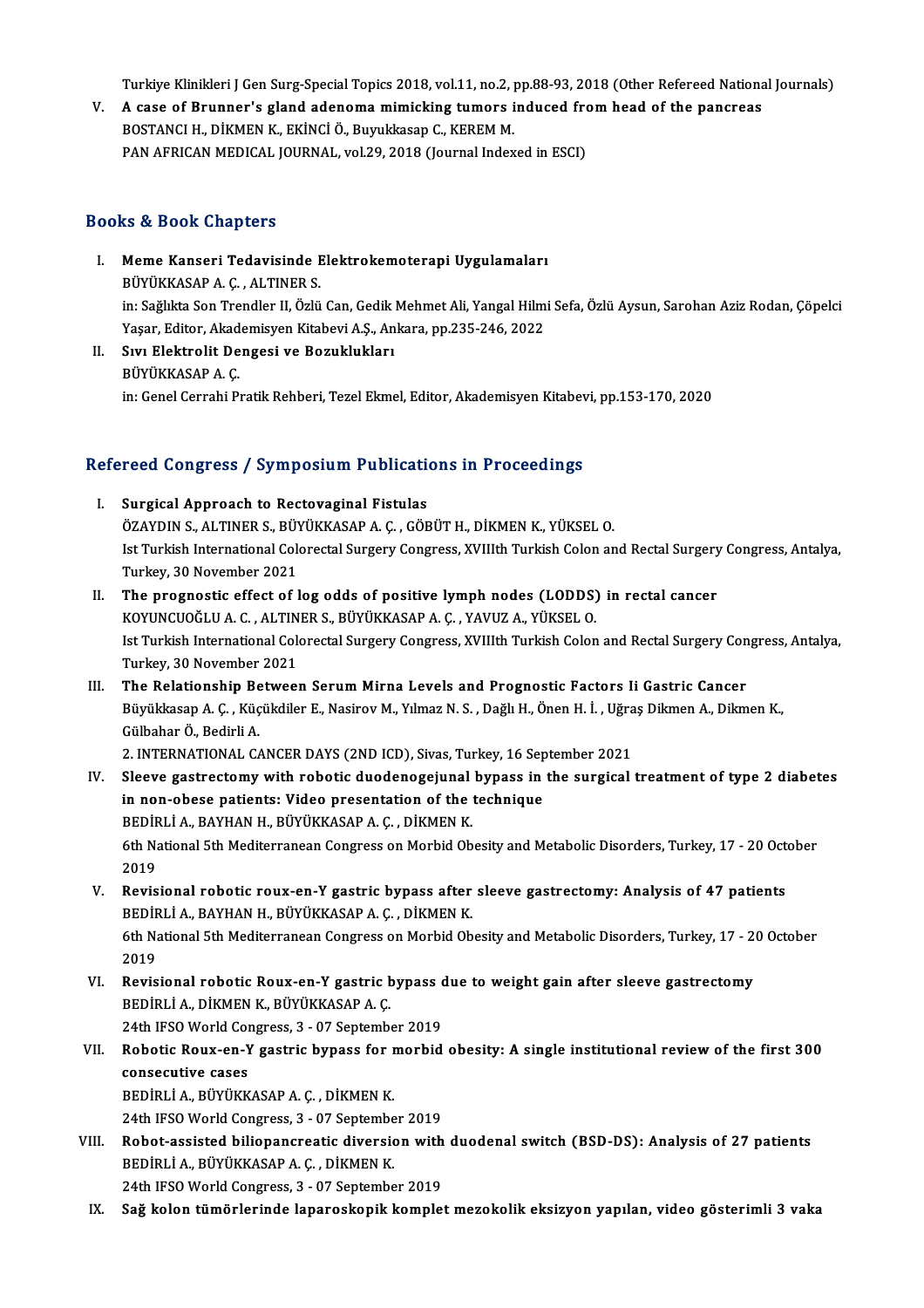Turkiye Klinikleri J Gen Surg-Special Topics 2018, vol.11, no.2, pp.88-93, 2018 (Other Refereed National Journals)

V. **A case of Brunner's gland adenoma mimicking tumors induced from head of the pancreas**
BOSTANCI H., DİKMEN K., EKİNCİ Ö., Buyukkasap C., KEREM M.
PAN AFRICAN MEDICAL JOURNAL, vol.29, 2018 (Journal Indexed in ESCI)

## Books & Book Chapters

I. **Meme Kanseri Tedavisinde Elektrokemoterapi Uygulamaları**
BÜYÜKKASAP A. Ç. , ALTINER S.
in: Sağlıkta Son Trendler II, Özlü Can, Gedik Mehmet Ali, Yangal Hilmi Sefa, Özlü Aysun, Sarohan Aziz Rodan, Çöpelci Yaşar, Editor, Akademisyen Kitabevi A.Ş., Ankara, pp.235-246, 2022

II. **Sıvı Elektrolit Dengesi ve Bozuklukları**
BÜYÜKKASAP A. Ç.
in: Genel Cerrahi Pratik Rehberi, Tezel Ekmel, Editor, Akademisyen Kitabevi, pp.153-170, 2020

## Refereed Congress / Symposium Publications in Proceedings

I. **Surgical Approach to Rectovaginal Fistulas**
ÖZAYDIN S., ALTINER S., BÜYÜKKASAP A. Ç. , GÖBÜT H., DİKMEN K., YÜKSEL O.
Ist Turkish International Colorectal Surgery Congress, XVIIIth Turkish Colon and Rectal Surgery Congress, Antalya, Turkey, 30 November 2021

II. **The prognostic effect of log odds of positive lymph nodes (LODDS) in rectal cancer**
KOYUNCUOĞLU A. C. , ALTINER S., BÜYÜKKASAP A. Ç. , YAVUZ A., YÜKSEL O.
Ist Turkish International Colorectal Surgery Congress, XVIIIth Turkish Colon and Rectal Surgery Congress, Antalya, Turkey, 30 November 2021

III. **The Relationship Between Serum Mirna Levels and Prognostic Factors Ii Gastric Cancer**
Büyükkasap A. Ç. , Küçükdiler E., Nasirov M., Yılmaz N. S. , Dağlı H., Önen H. İ. , Uğraş Dikmen A., Dikmen K., Gülbahar Ö., Bedirli A.
2. INTERNATIONAL CANCER DAYS (2ND ICD), Sivas, Turkey, 16 September 2021

IV. **Sleeve gastrectomy with robotic duodenogejunal bypass in the surgical treatment of type 2 diabetes in non-obese patients: Video presentation of the technique**
BEDİRLİ A., BAYHAN H., BÜYÜKKASAP A. Ç. , DİKMEN K.
6th National 5th Mediterranean Congress on Morbid Obesity and Metabolic Disorders, Turkey, 17 - 20 October 2019

V. **Revisional robotic roux-en-Y gastric bypass after sleeve gastrectomy: Analysis of 47 patients**
BEDİRLİ A., BAYHAN H., BÜYÜKKASAP A. Ç. , DİKMEN K.
6th National 5th Mediterranean Congress on Morbid Obesity and Metabolic Disorders, Turkey, 17 - 20 October 2019

VI. **Revisional robotic Roux-en-Y gastric bypass due to weight gain after sleeve gastrectomy**
BEDİRLİ A., DİKMEN K., BÜYÜKKASAP A. Ç.
24th IFSO World Congress, 3 - 07 September 2019

VII. **Robotic Roux-en-Y gastric bypass for morbid obesity: A single institutional review of the first 300 consecutive cases**
BEDİRLİ A., BÜYÜKKASAP A. Ç. , DİKMEN K.
24th IFSO World Congress, 3 - 07 September 2019

VIII. **Robot-assisted biliopancreatic diversion with duodenal switch (BSD-DS): Analysis of 27 patients**
BEDİRLİ A., BÜYÜKKASAP A. Ç. , DİKMEN K.
24th IFSO World Congress, 3 - 07 September 2019

IX. **Sağ kolon tümörlerinde laparoskopik komplet mezokolik eksizyon yapılan, video gösterimli 3 vaka**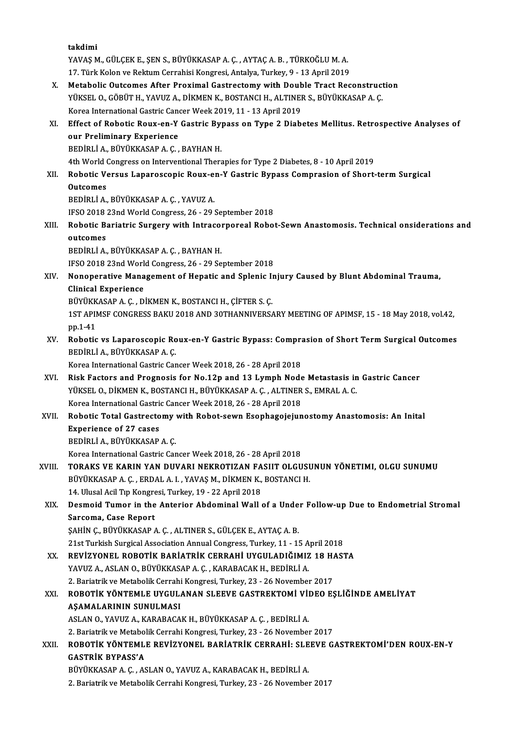takdimi
YAVAŞ M., GÜLÇEK E., ŞEN S., BÜYÜKKASAP A. Ç. , AYTAÇ A. B. , TÜRKOĞLU M. A.
17. Türk Kolon ve Rektum Cerrahisi Kongresi, Antalya, Turkey, 9 - 13 April 2019

X. **Metabolic Outcomes After Proximal Gastrectomy with Double Tract Reconstruction**
YÜKSEL O., GÖBÜT H., YAVUZ A., DİKMEN K., BOSTANCI H., ALTINER S., BÜYÜKKASAP A. Ç.
Korea International Gastric Cancer Week 2019, 11 - 13 April 2019

XI. **Effect of Robotic Roux-en-Y Gastric Bypass on Type 2 Diabetes Mellitus. Retrospective Analyses of our Preliminary Experience**
BEDİRLİ A., BÜYÜKKASAP A. Ç. , BAYHAN H.
4th World Congress on Interventional Therapies for Type 2 Diabetes, 8 - 10 April 2019

XII. **Robotic Versus Laparoscopic Roux-en-Y Gastric Bypass Comprasion of Short-term Surgical Outcomes**
BEDİRLİ A., BÜYÜKKASAP A. Ç. , YAVUZ A.
IFSO 2018 23nd World Congress, 26 - 29 September 2018

XIII. **Robotic Bariatric Surgery with Intracorporeal Robot-Sewn Anastomosis. Technical onsiderations and outcomes**
BEDİRLİ A., BÜYÜKKASAP A. Ç. , BAYHAN H.
IFSO 2018 23nd World Congress, 26 - 29 September 2018

XIV. **Nonoperative Management of Hepatic and Splenic Injury Caused by Blunt Abdominal Trauma, Clinical Experience**
BÜYÜKKASAP A. Ç. , DİKMEN K., BOSTANCI H., ÇİFTER S. Ç.
1ST APIMSF CONGRESS BAKU 2018 AND 30THANNIVERSARY MEETING OF APIMSF, 15 - 18 May 2018, vol.42, pp.1-41

XV. **Robotic vs Laparoscopic Roux-en-Y Gastric Bypass: Comprasion of Short Term Surgical Outcomes**
BEDİRLİ A., BÜYÜKKASAP A. Ç.
Korea International Gastric Cancer Week 2018, 26 - 28 April 2018

XVI. **Risk Factors and Prognosis for No.12p and 13 Lymph Node Metastasis in Gastric Cancer**
YÜKSEL O., DİKMEN K., BOSTANCI H., BÜYÜKKASAP A. Ç. , ALTINER S., EMRAL A. C.
Korea International Gastric Cancer Week 2018, 26 - 28 April 2018

XVII. **Robotic Total Gastrectomy with Robot-sewn Esophagojejunostomy Anastomosis: An Inital Experience of 27 cases**
BEDİRLİ A., BÜYÜKKASAP A. Ç.
Korea International Gastric Cancer Week 2018, 26 - 28 April 2018

XVIII. **TORAKS VE KARIN YAN DUVARI NEKROTIZAN FASIIT OLGUSUNUN YÖNETIMI, OLGU SUNUMU**
BÜYÜKKASAP A. Ç. , ERDAL A. I. , YAVAŞ M., DİKMEN K., BOSTANCI H.
14. Ulusal Acil Tıp Kongresi, Turkey, 19 - 22 April 2018

XIX. **Desmoid Tumor in the Anterior Abdominal Wall of a Under Follow-up Due to Endometrial Stromal Sarcoma, Case Report**
ŞAHİN Ç., BÜYÜKKASAP A. Ç. , ALTINER S., GÜLÇEK E., AYTAÇ A. B.
21st Turkish Surgical Association Annual Congress, Turkey, 11 - 15 April 2018

XX. **REVİZYONEL ROBOTİK BARİATRİK CERRAHİ UYGULADIĞIMIZ 18 HASTA**
YAVUZ A., ASLAN O., BÜYÜKKASAP A. Ç. , KARABACAK H., BEDİRLİ A.
2. Bariatrik ve Metabolik Cerrahi Kongresi, Turkey, 23 - 26 November 2017

XXI. **ROBOTİK YÖNTEMLE UYGULANAN SLEEVE GASTREKTOMİ VİDEO EŞLİĞİNDE AMELİYAT AŞAMALARININ SUNULMASI**
ASLAN O., YAVUZ A., KARABACAK H., BÜYÜKKASAP A. Ç. , BEDİRLİ A.
2. Bariatrik ve Metabolik Cerrahi Kongresi, Turkey, 23 - 26 November 2017

XXII. **ROBOTİK YÖNTEMLE REVİZYONEL BARİATRİK CERRAHİ: SLEEVE GASTREKTOMİ'DEN ROUX-EN-Y GASTRİK BYPASS'A**
BÜYÜKKASAP A. Ç. , ASLAN O., YAVUZ A., KARABACAK H., BEDİRLİ A.
2. Bariatrik ve Metabolik Cerrahi Kongresi, Turkey, 23 - 26 November 2017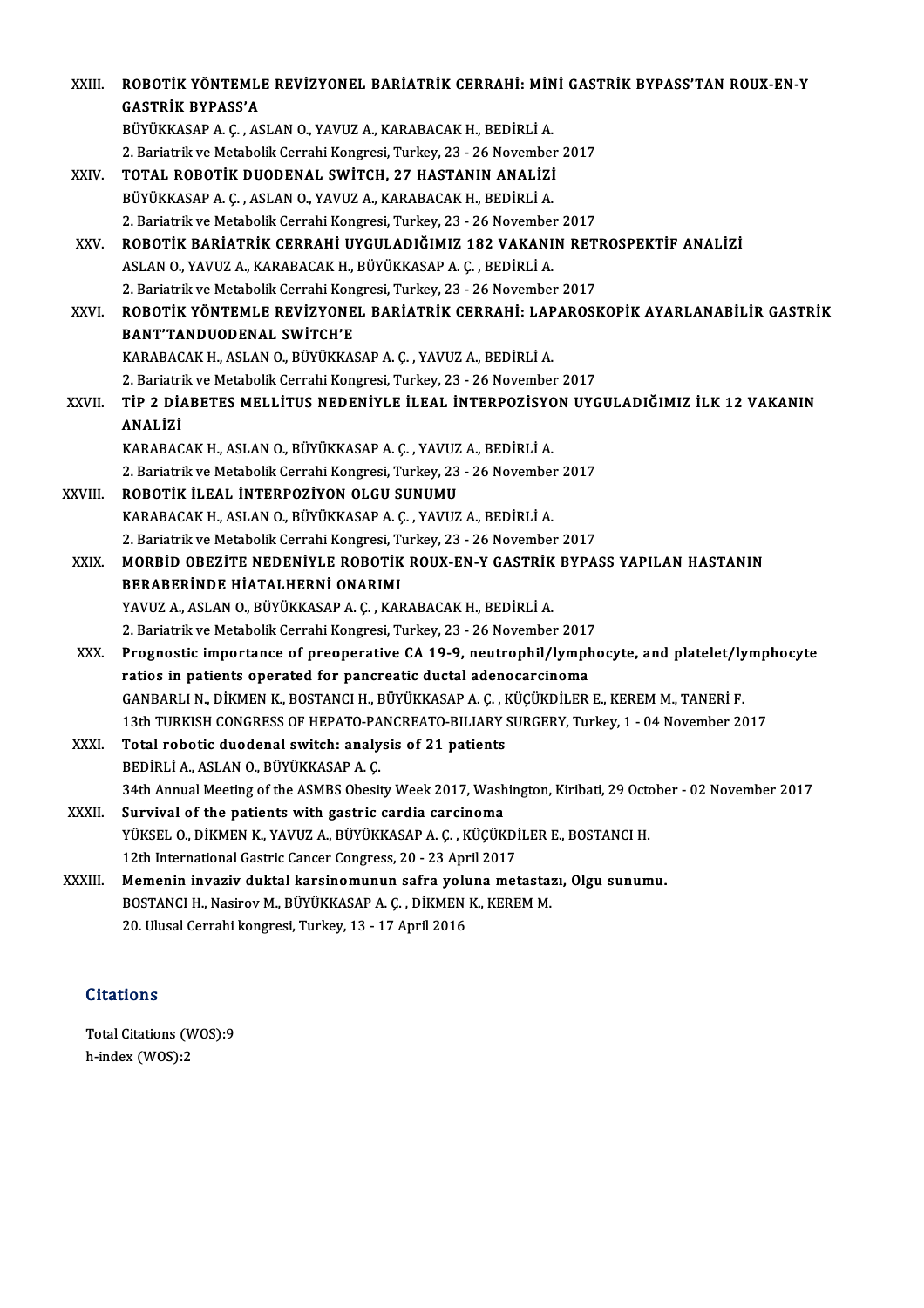XXIII. **ROBOTİK YÖNTEMLE REVİZYONEL BARİATRİK CERRAHİ: MİNİ GASTRİK BYPASS'TAN ROUX-EN-Y GASTRİK BYPASS'A**
BÜYÜKKASAP A. Ç. , ASLAN O., YAVUZ A., KARABACAK H., BEDİRLİ A.
2. Bariatrik ve Metabolik Cerrahi Kongresi, Turkey, 23 - 26 November 2017

XXIV. **TOTAL ROBOTİK DUODENAL SWİTCH, 27 HASTANIN ANALİZİ**
BÜYÜKKASAP A. Ç. , ASLAN O., YAVUZ A., KARABACAK H., BEDİRLİ A.
2. Bariatrik ve Metabolik Cerrahi Kongresi, Turkey, 23 - 26 November 2017

XXV. **ROBOTİK BARİATRİK CERRAHİ UYGULADIĞIMIZ 182 VAKANIN RETROSPEKTİF ANALİZİ**
ASLAN O., YAVUZ A., KARABACAK H., BÜYÜKKASAP A. Ç. , BEDİRLİ A.
2. Bariatrik ve Metabolik Cerrahi Kongresi, Turkey, 23 - 26 November 2017

XXVI. **ROBOTİK YÖNTEMLE REVİZYONEL BARİATRİK CERRAHİ: LAPAROSKOPİK AYARLANABİLİR GASTRİK BANT'TANDUODENAL SWİTCH'E**
KARABACAK H., ASLAN O., BÜYÜKKASAP A. Ç. , YAVUZ A., BEDİRLİ A.
2. Bariatrik ve Metabolik Cerrahi Kongresi, Turkey, 23 - 26 November 2017

XXVII. **TİP 2 DİABETES MELLİTUS NEDENİYLE İLEAL İNTERPOZİSYON UYGULADIĞIMIZ İLK 12 VAKANIN ANALİZİ**
KARABACAK H., ASLAN O., BÜYÜKKASAP A. Ç. , YAVUZ A., BEDİRLİ A.
2. Bariatrik ve Metabolik Cerrahi Kongresi, Turkey, 23 - 26 November 2017

XXVIII. **ROBOTİK İLEAL İNTERPOZİYON OLGU SUNUMU**
KARABACAK H., ASLAN O., BÜYÜKKASAP A. Ç. , YAVUZ A., BEDİRLİ A.
2. Bariatrik ve Metabolik Cerrahi Kongresi, Turkey, 23 - 26 November 2017

XXIX. **MORBİD OBEZİTE NEDENİYLE ROBOTİK ROUX-EN-Y GASTRİK BYPASS YAPILAN HASTANIN BERABERİNDE HİATALHERNİ ONARIMI**
YAVUZ A., ASLAN O., BÜYÜKKASAP A. Ç. , KARABACAK H., BEDİRLİ A.
2. Bariatrik ve Metabolik Cerrahi Kongresi, Turkey, 23 - 26 November 2017

XXX. **Prognostic importance of preoperative CA 19-9, neutrophil/lymphocyte, and platelet/lymphocyte ratios in patients operated for pancreatic ductal adenocarcinoma**
GANBARLI N., DİKMEN K., BOSTANCI H., BÜYÜKKASAP A. Ç. , KÜÇÜKDİLER E., KEREM M., TANERİ F.
13th TURKISH CONGRESS OF HEPATO-PANCREATO-BILIARY SURGERY, Turkey, 1 - 04 November 2017

XXXI. **Total robotic duodenal switch: analysis of 21 patients**
BEDİRLİ A., ASLAN O., BÜYÜKKASAP A. Ç.
34th Annual Meeting of the ASMBS Obesity Week 2017, Washington, Kiribati, 29 October - 02 November 2017

XXXII. **Survival of the patients with gastric cardia carcinoma**
YÜKSEL O., DİKMEN K., YAVUZ A., BÜYÜKKASAP A. Ç. , KÜÇÜKDİLER E., BOSTANCI H.
12th International Gastric Cancer Congress, 20 - 23 April 2017

XXXIII. **Memenin invaziv duktal karsinomunun safra yoluna metastazı, Olgu sunumu.**
BOSTANCI H., Nasirov M., BÜYÜKKASAP A. Ç. , DİKMEN K., KEREM M.
20. Ulusal Cerrahi kongresi, Turkey, 13 - 17 April 2016

## Citations

Total Citations (WOS):9
h-index (WOS):2